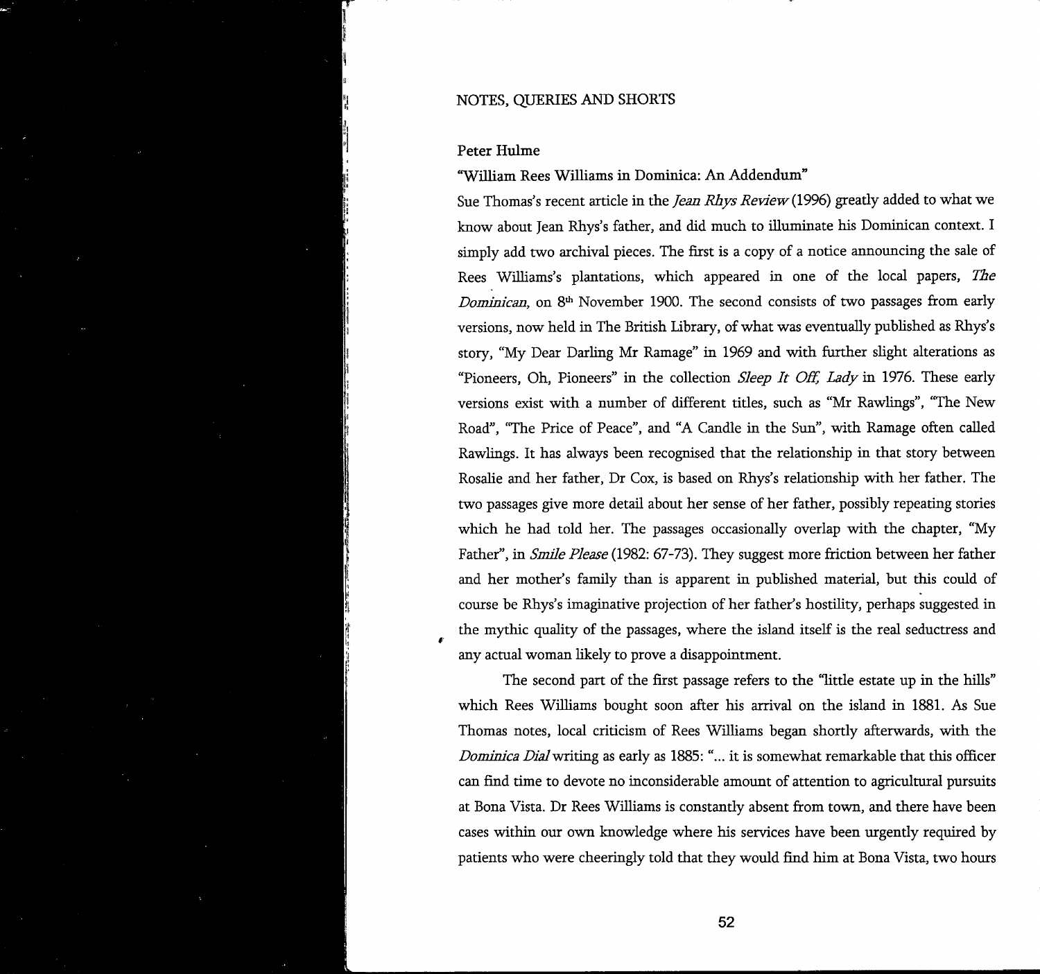# NOTES, QUERIES AND SHORTS

## Peter Hulme

### "William Rees Williams in Dominica: An Addendum"

Sue Thomas's recent article in the *Jean Rhys Review* (1996) greatly added to what we know about Jean Rhys's father, and did much to illuminate his Dominican context. I simply add two archival pieces. The first is a copy of a notice announcing the sale of Rees Williams's plantations, which appeared in one of the local papers, *The Dominican,* on 8th November 1900. The second consists of two passages from early versions, now held in The British Library, of what was eventually published as Rhys's story, "My Dear Darling Mr Ramage" in 1969 and with further slight alterations as "Pioneers, Oh, Pioneers" in the collection *Sleep It Off, Lady* in 1976. These early versions exist with a number of different titles, such as "Mr Rawlings", "The New Road", "The Price of Peace", and "A Candle in the Sun", with Ramage often called Rawlings. It has always been recognised that the relationship in that story between Rosalie and her father, Dr Cox, is based on Rhys's relationship with her father. The two passages give more detail about her sense of her father, possibly repeating stories which he had told her. The passages occasionally overlap with the chapter, "My Father", in *Smile Please* (1982: 67-73). They suggest more friction between her father and her mother's family than is apparent in published material, but this could of course be Rhys's imaginative projection of her father's hostility, perhaps suggested in the mythic quality of the passages, where the island itself is the real seductress and any actual woman likely to prove a disappointment.

The second part of the first passage refers to the "little estate up in the hills" which Rees Williams bought soon after his arrival on the island in 1881. As Sue Thomas notes, local criticism of Rees Williams began shortly afterwards, with the *Dominica Dial* writing as early as 1885: "... it is somewhat remarkable that this officer can find time to devote no inconsiderable amount of attention to agricultural pursuits at Bona Vista. Dr Rees Williams is constantly absent from town, and there have been cases within our own knowledge where his services have been urgently required by patients who were cheeringly told that they would find him at Bona Vista, two hours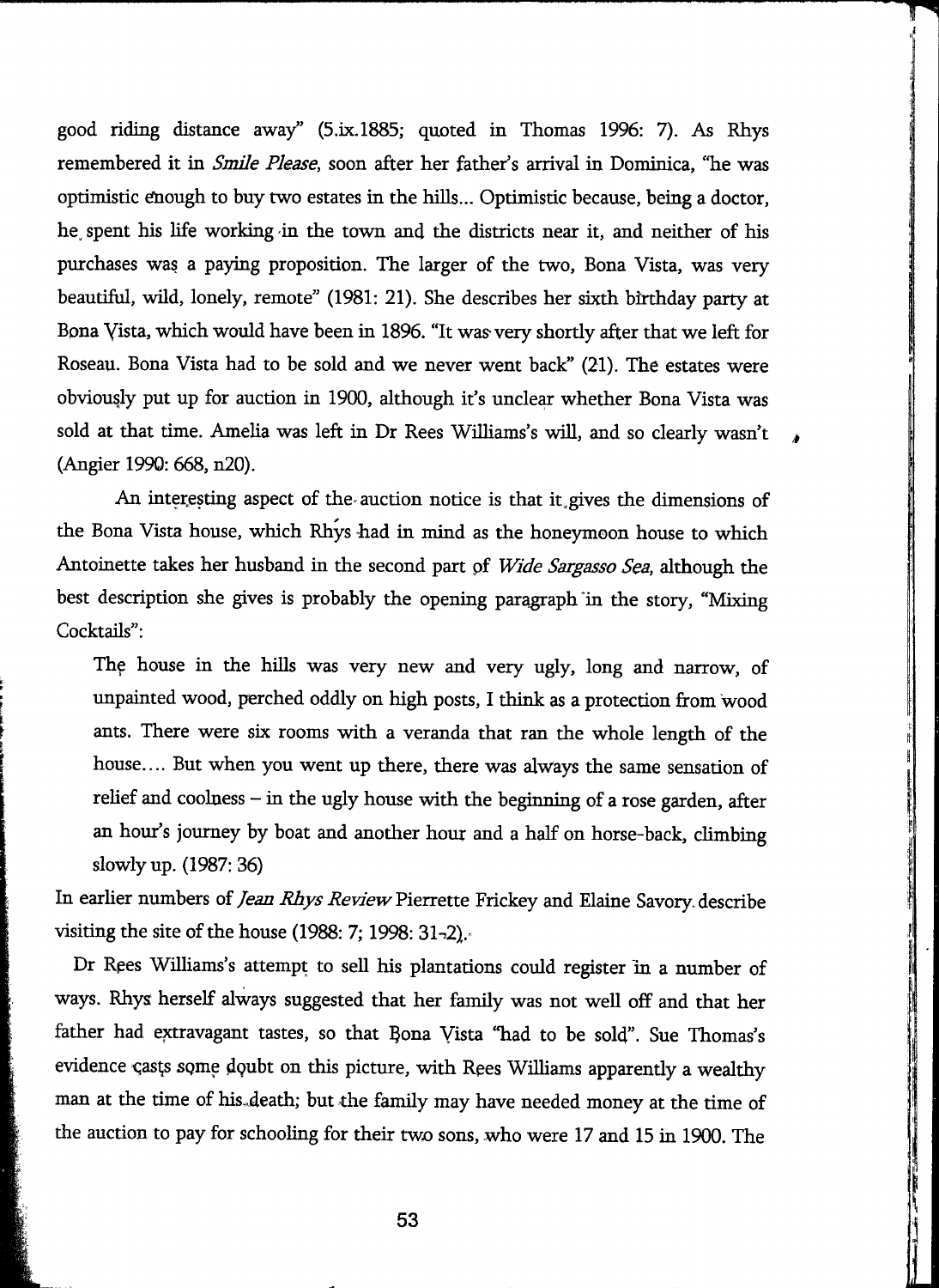good riding distance away" (5.ix.1885; quoted in Thomas 1996: 7). As Rhys remembered it in *Smile Please*, soon after her father's arrival in Dominica, "he was optimistic enough to buy two estates in the hills... Optimistic because, being a doctor, he spent his life working in the town and the districts near it, and neither of his purchases was a paying proposition. The larger of the two, Bona Vista, was very beautiful, wild, lonely, remote" (1981: 21). She describes her sixth birthday party at Bona Vista, which would have been in 1896. "It was very shortly after that we left for Roseau. Bona Vista had to be sold and we never went back" (21). The estates were obviously put up for auction in 1900, although it's unclear whether Bona Vista was sold at that time. Amelia was left in Dr Rees Williams's will, and so clearly wasn't (Angier 1990: 668, n20).

An interesting aspect of the auction notice is that it gives the dimensions of the Bona Vista house, which Rhys had in mind as the honeymoon house to which Antoinette takes her husband in the second part of *Wide Sargasso Sea*, although the best description she gives is probably the opening paragraph in the story, "Mixing Cocktails":

> The house in the hills was very new and very ugly, long and narrow, of unpainted wood, perched oddly on high posts, I think as a protection from wood ants. There were six rooms with a veranda that ran the whole length of the house.... But when you went up there, there was always the same sensation of relief and coolness – in the ugly house with the beginning of a rose garden, after an hour's journey by boat and another hour and a half on horse-back, climbing slowly up. (1987: 36)

In earlier numbers of *Jean Rhys Review* Pierrette Frickey and Elaine Savory describe visiting the site of the house (1988: 7; 1998: 31-2).

Dr Rees Williams's attempt to sell his plantations could register in a number of ways. Rhys herself always suggested that her family was not well off and that her father had extravagant tastes, so that Bona Vista "had to be sold". Sue Thomas's evidence casts some doubt on this picture, with Rees Williams apparently a wealthy man at the time of his death; but the family may have needed money at the time of the auction to pay for schooling for their two sons, who were 17 and 15 in 1900. The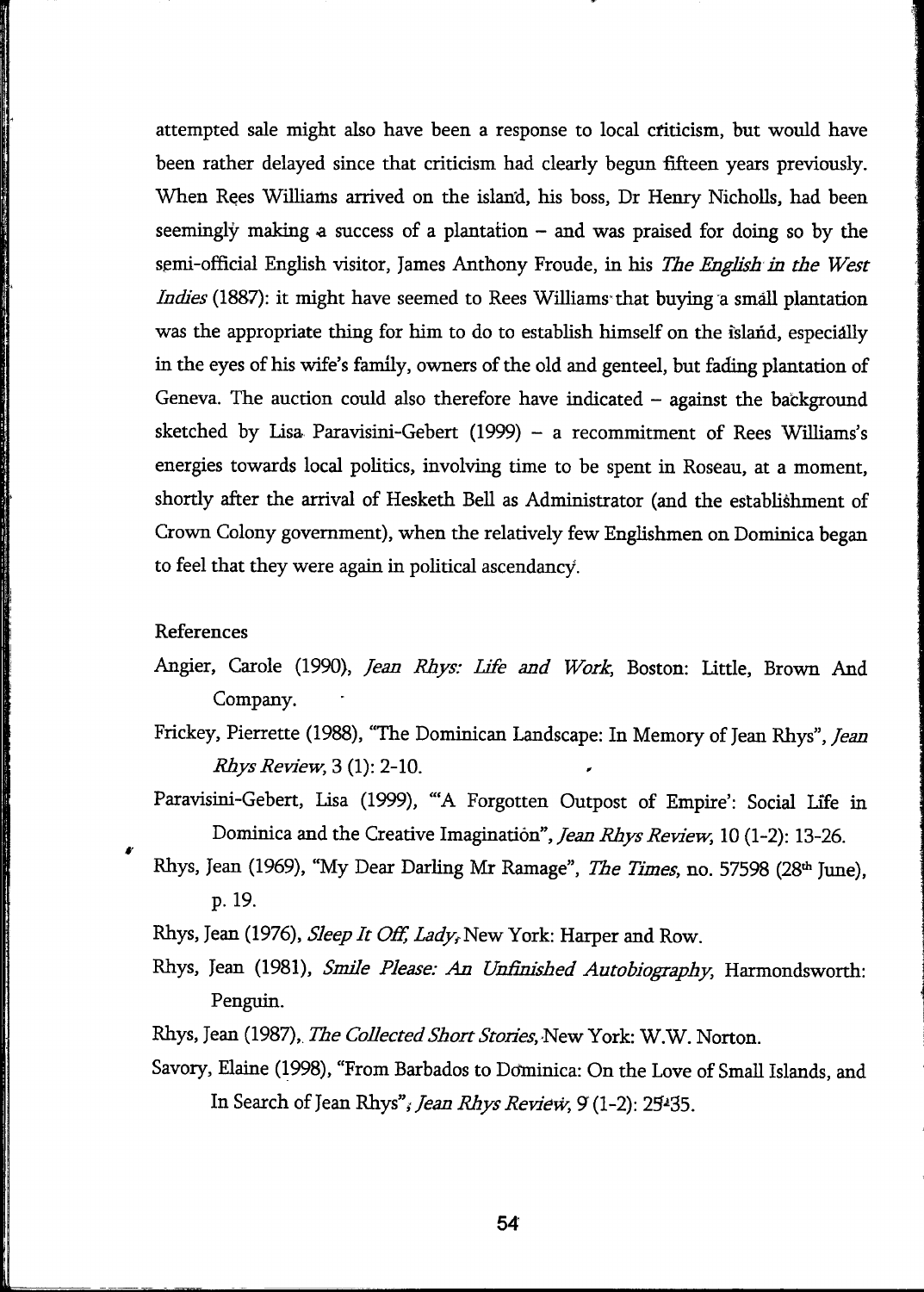attempted sale might also have been a response to local criticism, but would have been rather delayed since that criticism had clearly begun fifteen years previously. When Rees Williams arrived on the island, his boss, Dr Henry Nicholls, had been seemingly making a success of a plantation – and was praised for doing so by the semi-official English visitor, James Anthony Froude, in his *The English in the West Indies* (1887): it might have seemed to Rees Williams that buying a small plantation was the appropriate thing for him to do to establish himself on the island, especially in the eyes of his wife's family, owners of the old and genteel, but fading plantation of Geneva. The auction could also therefore have indicated – against the background sketched by Lisa Paravisini-Gebert (1999) – a recommitment of Rees Williams's energies towards local politics, involving time to be spent in Roseau, at a moment, shortly after the arrival of Hesketh Bell as Administrator (and the establishment of Crown Colony government), when the relatively few Englishmen on Dominica began to feel that they were again in political ascendancy.

References

Angier, Carole (1990), *Jean Rhys: Life and Work*, Boston: Little, Brown And Company.

Frickey, Pierrette (1988), "The Dominican Landscape: In Memory of Jean Rhys", *Jean Rhys Review*, 3 (1): 2-10.

Paravisini-Gebert, Lisa (1999), "'A Forgotten Outpost of Empire': Social Life in Dominica and the Creative Imagination", *Jean Rhys Review*, 10 (1-2): 13-26.

Rhys, Jean (1969), "My Dear Darling Mr Ramage", *The Times*, no. 57598 (28th June), p. 19.

Rhys, Jean (1976), *Sleep It Off, Lady*, New York: Harper and Row.

Rhys, Jean (1981), *Smile Please: An Unfinished Autobiography*, Harmondsworth: Penguin.

Rhys, Jean (1987), *The Collected Short Stories*, New York: W.W. Norton.

Savory, Elaine (1998), "From Barbados to Dominica: On the Love of Small Islands, and In Search of Jean Rhys", *Jean Rhys Review*, 9 (1-2): 25-35.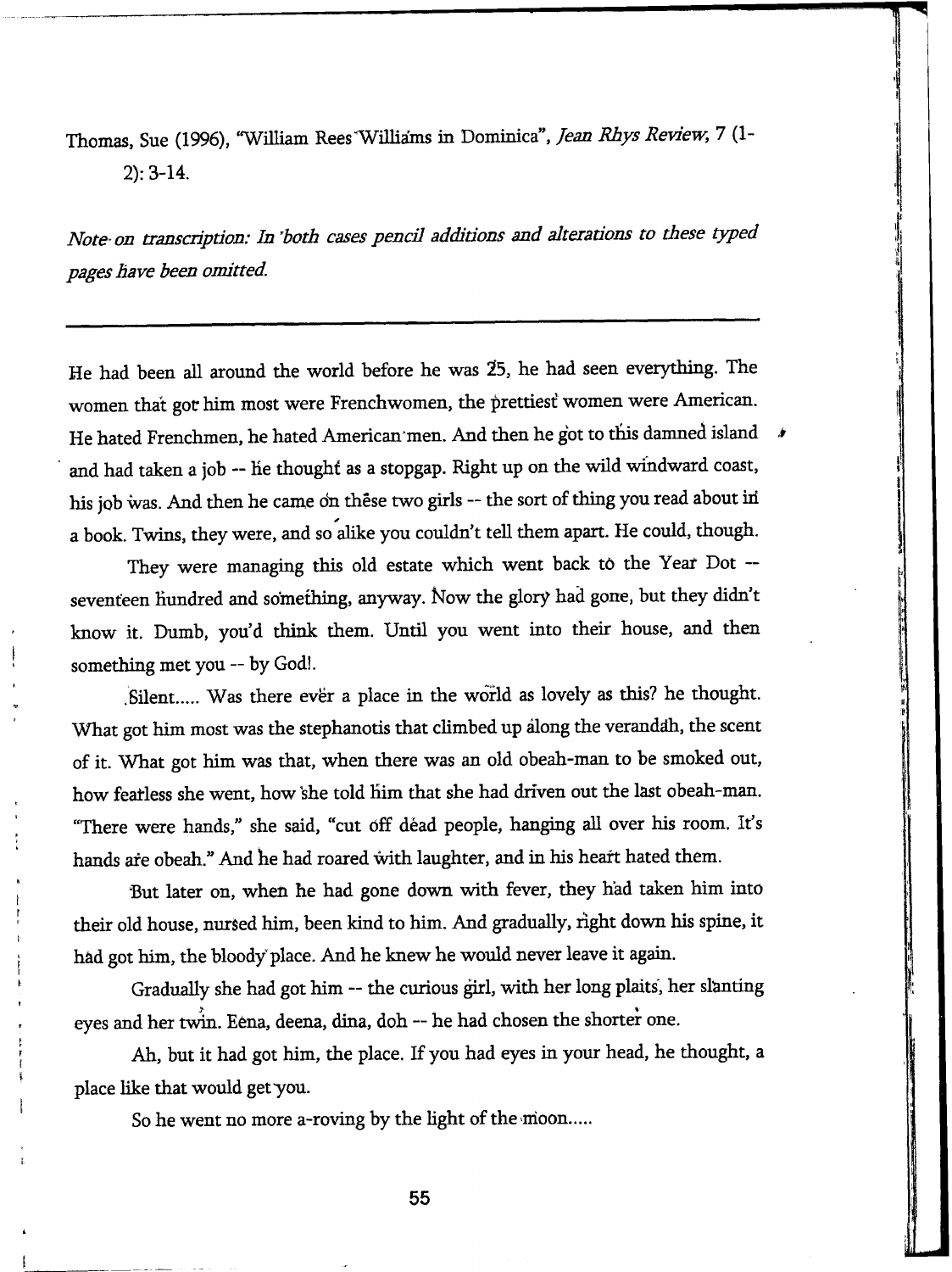Thomas, Sue (1996), "William Rees Williams in Dominica", *Jean Rhys Review*, 7 (1-2): 3-14.

*Note on transcription: In both cases pencil additions and alterations to these typed pages have been omitted.*

---

He had been all around the world before he was 25, he had seen everything. The women that got him most were Frenchwomen, the prettiest women were American. He hated Frenchmen, he hated American men. And then he got to this damned island and had taken a job -- he thought as a stopgap. Right up on the wild windward coast, his job was. And then he came on these two girls -- the sort of thing you read about in a book. Twins, they were, and so alike you couldn't tell them apart. He could, though.

They were managing this old estate which went back to the Year Dot -- seventeen hundred and something, anyway. Now the glory had gone, but they didn't know it. Dumb, you'd think them. Until you went into their house, and then something met you -- by God!.

Silent..... Was there ever a place in the world as lovely as this? he thought. What got him most was the stephanotis that climbed up along the verandah, the scent of it. What got him was that, when there was an old obeah-man to be smoked out, how fearless she went, how she told him that she had driven out the last obeah-man. "There were hands," she said, "cut off dead people, hanging all over his room. It's hands are obeah." And he had roared with laughter, and in his heart hated them.

But later on, when he had gone down with fever, they had taken him into their old house, nursed him, been kind to him. And gradually, right down his spine, it had got him, the bloody place. And he knew he would never leave it again.

Gradually she had got him -- the curious girl, with her long plaits, her slanting eyes and her twin. Eena, deena, dina, doh -- he had chosen the shorter one.

Ah, but it had got him, the place. If you had eyes in your head, he thought, a place like that would get you.

So he went no more a-roving by the light of the moon.....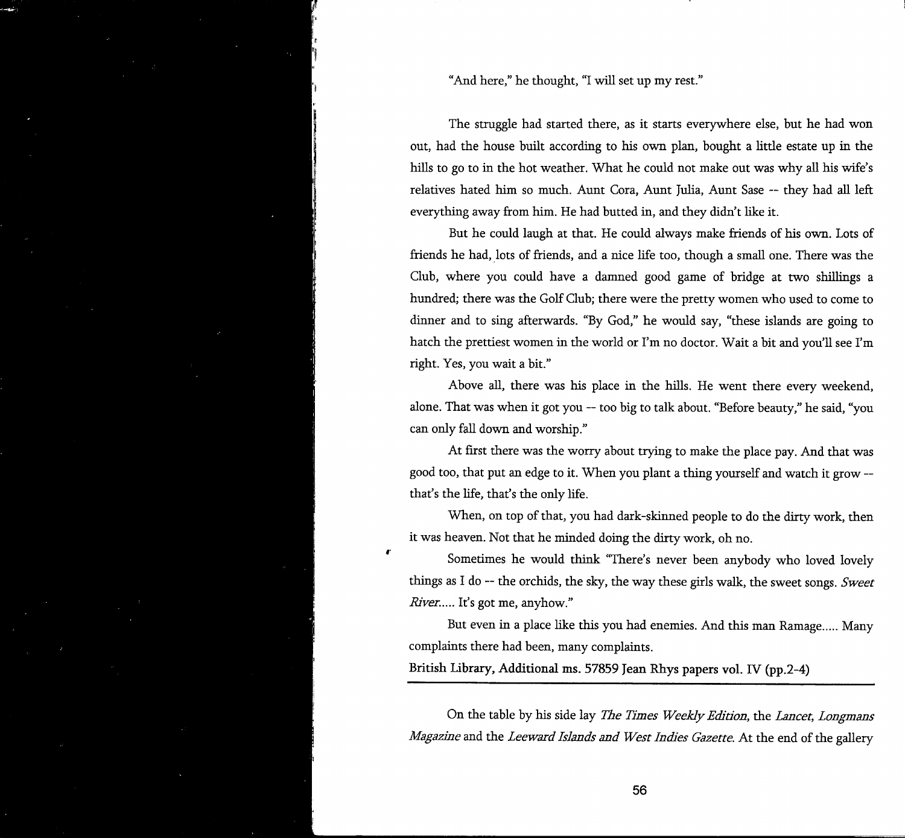"And here," he thought, "I will set up my rest."

The struggle had started there, as it starts everywhere else, but he had won out, had the house built according to his own plan, bought a little estate up in the hills to go to in the hot weather. What he could not make out was why all his wife's relatives hated him so much. Aunt Cora, Aunt Julia, Aunt Sase -- they had all left everything away from him. He had butted in, and they didn't like it.

But he could laugh at that. He could always make friends of his own. Lots of friends he had, lots of friends, and a nice life too, though a small one. There was the Club, where you could have a damned good game of bridge at two shillings a hundred; there was the Golf Club; there were the pretty women who used to come to dinner and to sing afterwards. "By God," he would say, "these islands are going to hatch the prettiest women in the world or I'm no doctor. Wait a bit and you'll see I'm right. Yes, you wait a bit."

Above all, there was his place in the hills. He went there every weekend, alone. That was when it got you -- too big to talk about. "Before beauty," he said, "you can only fall down and worship."

At first there was the worry about trying to make the place pay. And that was good too, that put an edge to it. When you plant a thing yourself and watch it grow -- that's the life, that's the only life.

When, on top of that, you had dark-skinned people to do the dirty work, then it was heaven. Not that he minded doing the dirty work, oh no.

Sometimes he would think "There's never been anybody who loved lovely things as I do -- the orchids, the sky, the way these girls walk, the sweet songs. *Sweet River*..... It's got me, anyhow."

But even in a place like this you had enemies. And this man Ramage..... Many complaints there had been, many complaints.

British Library, Additional ms. 57859 Jean Rhys papers vol. IV (pp.2-4)

---

On the table by his side lay *The Times Weekly Edition*, the *Lancet*, *Longmans Magazine* and the *Leeward Islands and West Indies Gazette*. At the end of the gallery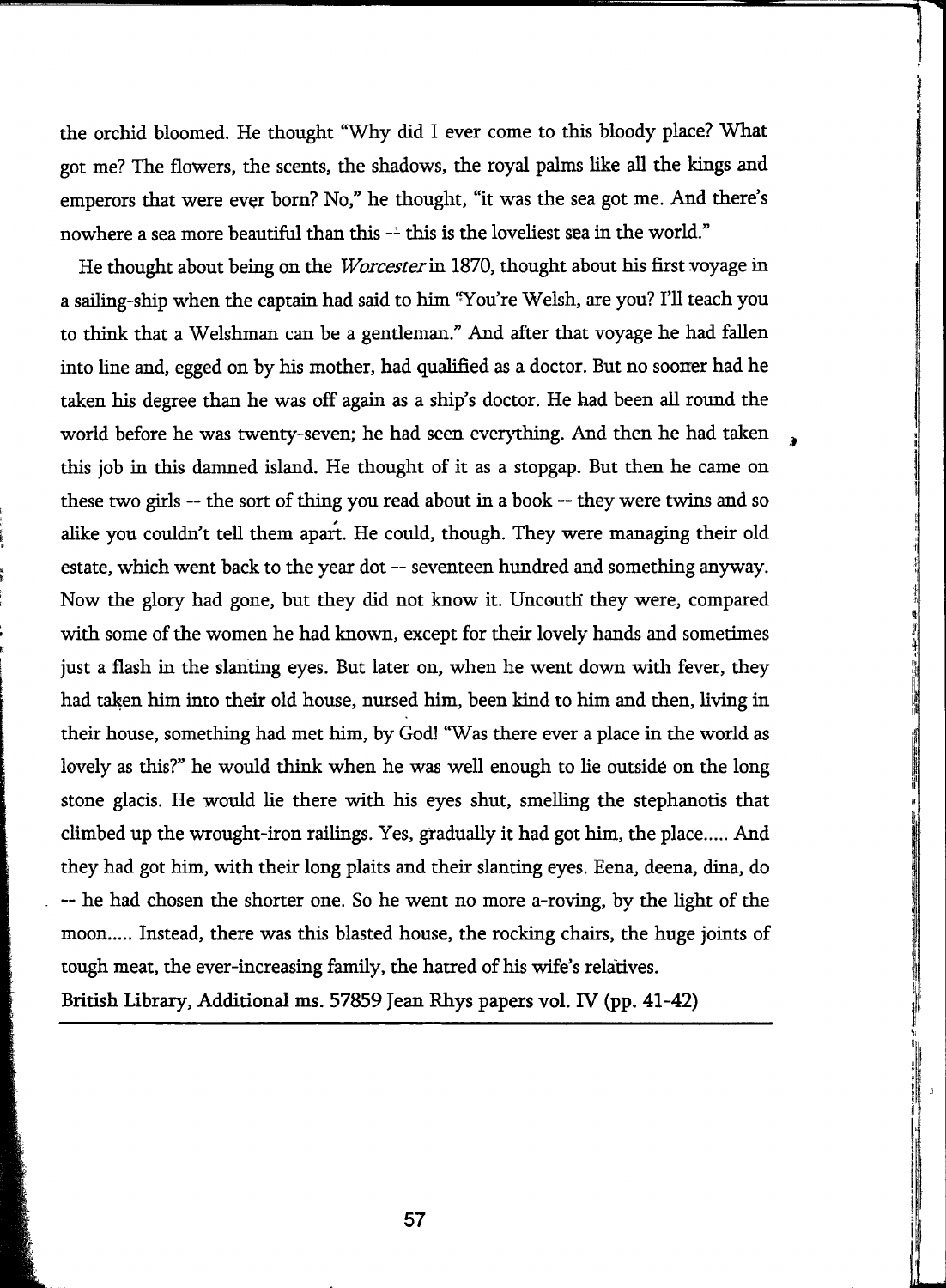the orchid bloomed. He thought "Why did I ever come to this bloody place? What got me? The flowers, the scents, the shadows, the royal palms like all the kings and emperors that were ever born? No," he thought, "it was the sea got me. And there's nowhere a sea more beautiful than this -- this is the loveliest sea in the world."

He thought about being on the *Worcester* in 1870, thought about his first voyage in a sailing-ship when the captain had said to him "You're Welsh, are you? I'll teach you to think that a Welshman can be a gentleman." And after that voyage he had fallen into line and, egged on by his mother, had qualified as a doctor. But no sooner had he taken his degree than he was off again as a ship's doctor. He had been all round the world before he was twenty-seven; he had seen everything. And then he had taken this job in this damned island. He thought of it as a stopgap. But then he came on these two girls -- the sort of thing you read about in a book -- they were twins and so alike you couldn't tell them apart. He could, though. They were managing their old estate, which went back to the year dot -- seventeen hundred and something anyway. Now the glory had gone, but they did not know it. Uncouth they were, compared with some of the women he had known, except for their lovely hands and sometimes just a flash in the slanting eyes. But later on, when he went down with fever, they had taken him into their old house, nursed him, been kind to him and then, living in their house, something had met him, by God! "Was there ever a place in the world as lovely as this?" he would think when he was well enough to lie outside on the long stone glacis. He would lie there with his eyes shut, smelling the stephanotis that climbed up the wrought-iron railings. Yes, gradually it had got him, the place..... And they had got him, with their long plaits and their slanting eyes. Eena, deena, dina, do -- he had chosen the shorter one. So he went no more a-roving, by the light of the moon..... Instead, there was this blasted house, the rocking chairs, the huge joints of tough meat, the ever-increasing family, the hatred of his wife's relatives.

British Library, Additional ms. 57859 Jean Rhys papers vol. IV (pp. 41-42)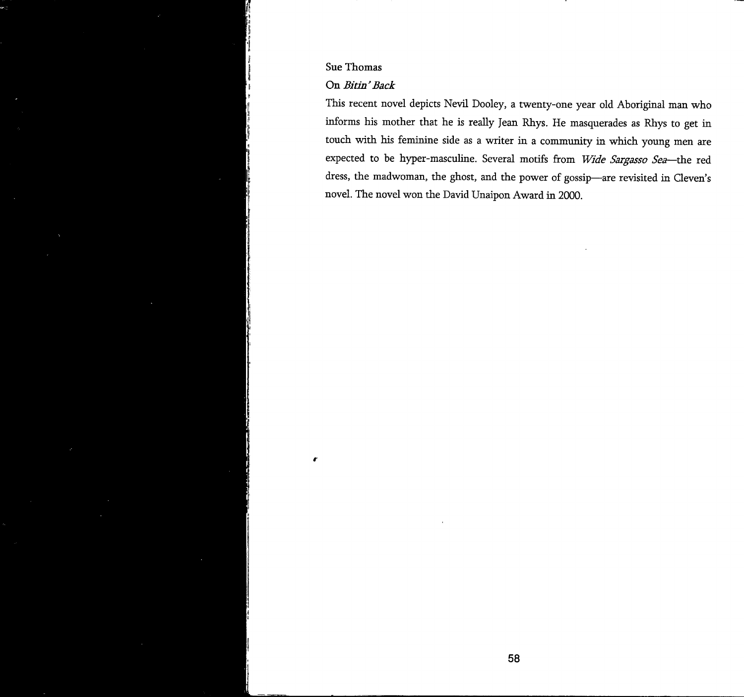Sue Thomas

On *Bitin' Back*

This recent novel depicts Nevil Dooley, a twenty-one year old Aboriginal man who informs his mother that he is really Jean Rhys. He masquerades as Rhys to get in touch with his feminine side as a writer in a community in which young men are expected to be hyper-masculine. Several motifs from *Wide Sargasso Sea*—the red dress, the madwoman, the ghost, and the power of gossip—are revisited in Cleven's novel. The novel won the David Unaipon Award in 2000.